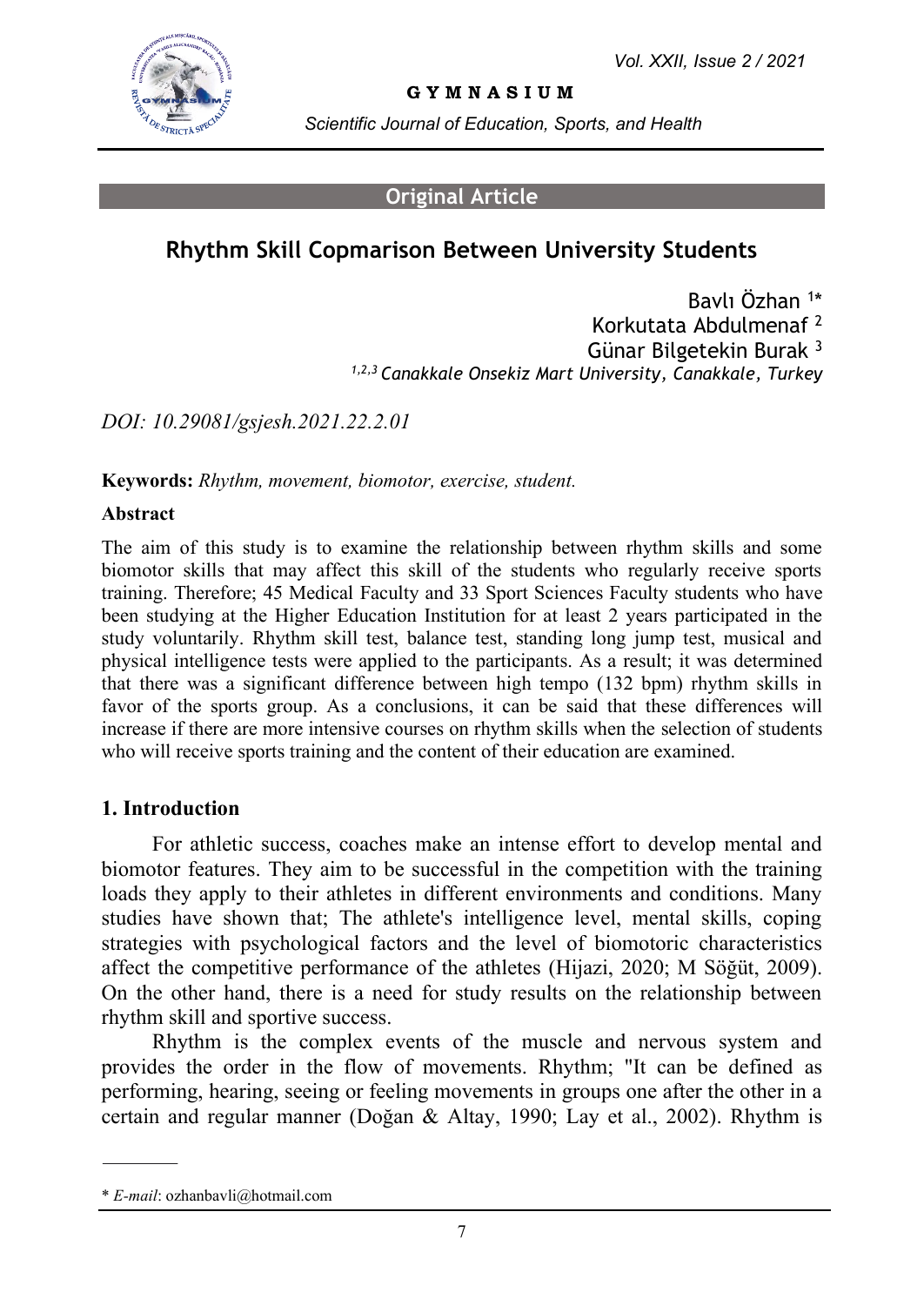**Original Article**

# Rhythm Skill Copmarison Between University Students

Bavlı Özhan [1*]
Korkutata Abdulmenaf [2]
Günar Bilgetekin Burak [3]
*[1,2,3] Canakkale Onsekiz Mart University, Canakkale, Turkey*

*DOI: 10.29081/gsjesh.2021.22.2.01*

**Keywords:** *Rhythm, movement, biomotor, exercise, student.*

**Abstract**

The aim of this study is to examine the relationship between rhythm skills and some biomotor skills that may affect this skill of the students who regularly receive sports training. Therefore; 45 Medical Faculty and 33 Sport Sciences Faculty students who have been studying at the Higher Education Institution for at least 2 years participated in the study voluntarily. Rhythm skill test, balance test, standing long jump test, musical and physical intelligence tests were applied to the participants. As a result; it was determined that there was a significant difference between high tempo (132 bpm) rhythm skills in favor of the sports group. As a conclusions, it can be said that these differences will increase if there are more intensive courses on rhythm skills when the selection of students who will receive sports training and the content of their education are examined.

## 1. Introduction

For athletic success, coaches make an intense effort to develop mental and biomotor features. They aim to be successful in the competition with the training loads they apply to their athletes in different environments and conditions. Many studies have shown that; The athlete's intelligence level, mental skills, coping strategies with psychological factors and the level of biomotoric characteristics affect the competitive performance of the athletes (Hijazi, 2020; M Söğüt, 2009). On the other hand, there is a need for study results on the relationship between rhythm skill and sportive success.

Rhythm is the complex events of the muscle and nervous system and provides the order in the flow of movements. Rhythm; "It can be defined as performing, hearing, seeing or feeling movements in groups one after the other in a certain and regular manner (Doğan & Altay, 1990; Lay et al., 2002). Rhythm is

---

\* *E-mail*: ozhanbavli@hotmail.com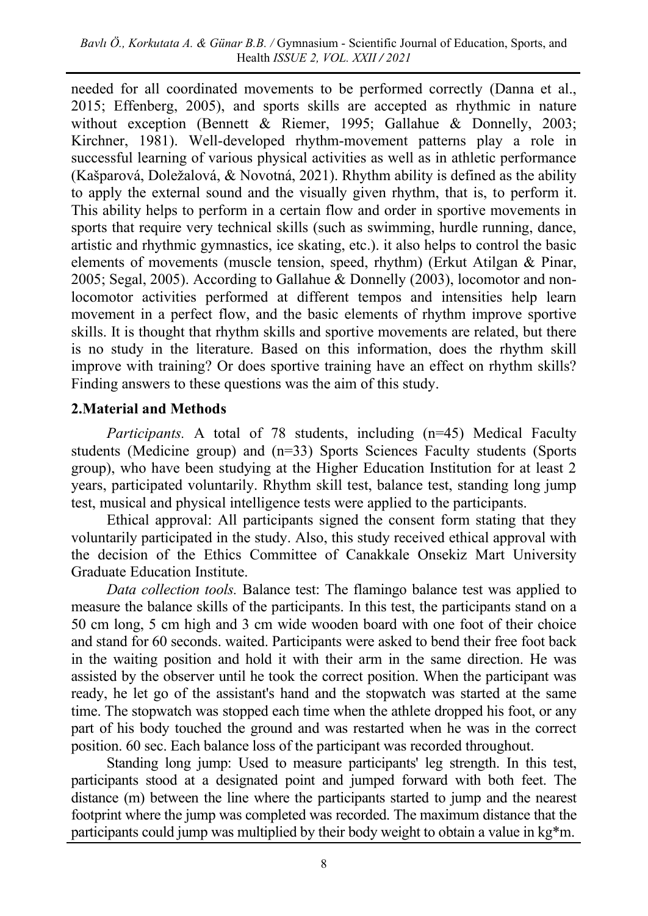needed for all coordinated movements to be performed correctly (Danna et al., 2015; Effenberg, 2005), and sports skills are accepted as rhythmic in nature without exception (Bennett & Riemer, 1995; Gallahue & Donnelly, 2003; Kirchner, 1981). Well-developed rhythm-movement patterns play a role in successful learning of various physical activities as well as in athletic performance (Kašparová, Doležalová, & Novotná, 2021). Rhythm ability is defined as the ability to apply the external sound and the visually given rhythm, that is, to perform it. This ability helps to perform in a certain flow and order in sportive movements in sports that require very technical skills (such as swimming, hurdle running, dance, artistic and rhythmic gymnastics, ice skating, etc.). it also helps to control the basic elements of movements (muscle tension, speed, rhythm) (Erkut Atilgan & Pinar, 2005; Segal, 2005). According to Gallahue & Donnelly (2003), locomotor and non-locomotor activities performed at different tempos and intensities help learn movement in a perfect flow, and the basic elements of rhythm improve sportive skills. It is thought that rhythm skills and sportive movements are related, but there is no study in the literature. Based on this information, does the rhythm skill improve with training? Or does sportive training have an effect on rhythm skills? Finding answers to these questions was the aim of this study.

## 2.Material and Methods

*Participants.* A total of 78 students, including (n=45) Medical Faculty students (Medicine group) and (n=33) Sports Sciences Faculty students (Sports group), who have been studying at the Higher Education Institution for at least 2 years, participated voluntarily. Rhythm skill test, balance test, standing long jump test, musical and physical intelligence tests were applied to the participants.

Ethical approval: All participants signed the consent form stating that they voluntarily participated in the study. Also, this study received ethical approval with the decision of the Ethics Committee of Canakkale Onsekiz Mart University Graduate Education Institute.

*Data collection tools.* Balance test: The flamingo balance test was applied to measure the balance skills of the participants. In this test, the participants stand on a 50 cm long, 5 cm high and 3 cm wide wooden board with one foot of their choice and stand for 60 seconds. waited. Participants were asked to bend their free foot back in the waiting position and hold it with their arm in the same direction. He was assisted by the observer until he took the correct position. When the participant was ready, he let go of the assistant's hand and the stopwatch was started at the same time. The stopwatch was stopped each time when the athlete dropped his foot, or any part of his body touched the ground and was restarted when he was in the correct position. 60 sec. Each balance loss of the participant was recorded throughout.

Standing long jump: Used to measure participants' leg strength. In this test, participants stood at a designated point and jumped forward with both feet. The distance (m) between the line where the participants started to jump and the nearest footprint where the jump was completed was recorded. The maximum distance that the participants could jump was multiplied by their body weight to obtain a value in kg*m.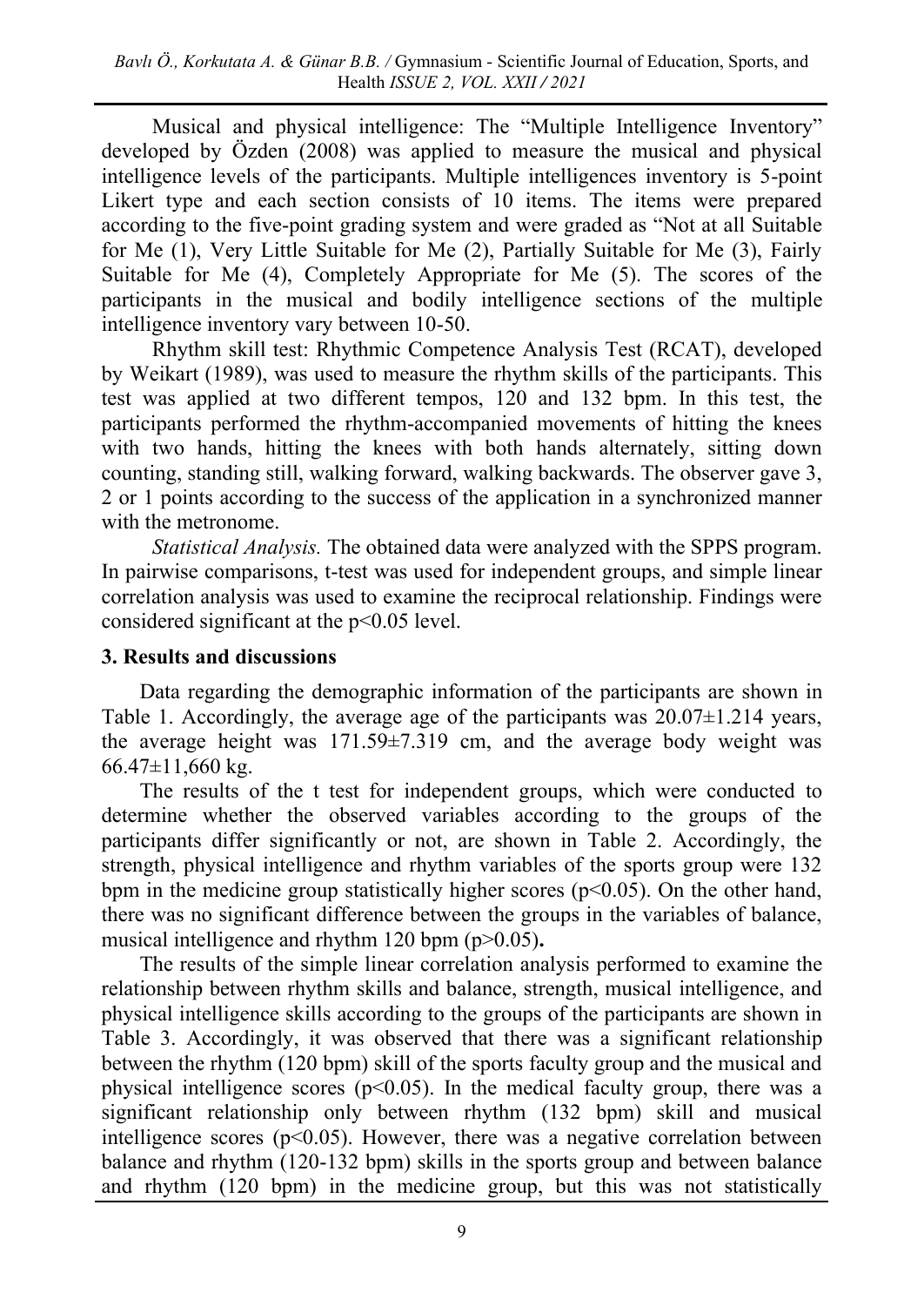Musical and physical intelligence: The "Multiple Intelligence Inventory" developed by Özden (2008) was applied to measure the musical and physical intelligence levels of the participants. Multiple intelligences inventory is 5-point Likert type and each section consists of 10 items. The items were prepared according to the five-point grading system and were graded as "Not at all Suitable for Me (1), Very Little Suitable for Me (2), Partially Suitable for Me (3), Fairly Suitable for Me (4), Completely Appropriate for Me (5). The scores of the participants in the musical and bodily intelligence sections of the multiple intelligence inventory vary between 10-50.

Rhythm skill test: Rhythmic Competence Analysis Test (RCAT), developed by Weikart (1989), was used to measure the rhythm skills of the participants. This test was applied at two different tempos, 120 and 132 bpm. In this test, the participants performed the rhythm-accompanied movements of hitting the knees with two hands, hitting the knees with both hands alternately, sitting down counting, standing still, walking forward, walking backwards. The observer gave 3, 2 or 1 points according to the success of the application in a synchronized manner with the metronome.

*Statistical Analysis.* The obtained data were analyzed with the SPPS program. In pairwise comparisons, t-test was used for independent groups, and simple linear correlation analysis was used to examine the reciprocal relationship. Findings were considered significant at the $p<0.05$ level.

## 3. Results and discussions

Data regarding the demographic information of the participants are shown in Table 1. Accordingly, the average age of the participants was 20.07±1.214 years, the average height was 171.59±7.319 cm, and the average body weight was 66.47±11,660 kg.

The results of the t test for independent groups, which were conducted to determine whether the observed variables according to the groups of the participants differ significantly or not, are shown in Table 2. Accordingly, the strength, physical intelligence and rhythm variables of the sports group were 132 bpm in the medicine group statistically higher scores ($p<0.05$). On the other hand, there was no significant difference between the groups in the variables of balance, musical intelligence and rhythm 120 bpm ($p>0.05$)**.**

The results of the simple linear correlation analysis performed to examine the relationship between rhythm skills and balance, strength, musical intelligence, and physical intelligence skills according to the groups of the participants are shown in Table 3. Accordingly, it was observed that there was a significant relationship between the rhythm (120 bpm) skill of the sports faculty group and the musical and physical intelligence scores ($p<0.05$). In the medical faculty group, there was a significant relationship only between rhythm (132 bpm) skill and musical intelligence scores ($p<0.05$). However, there was a negative correlation between balance and rhythm (120-132 bpm) skills in the sports group and between balance and rhythm (120 bpm) in the medicine group, but this was not statistically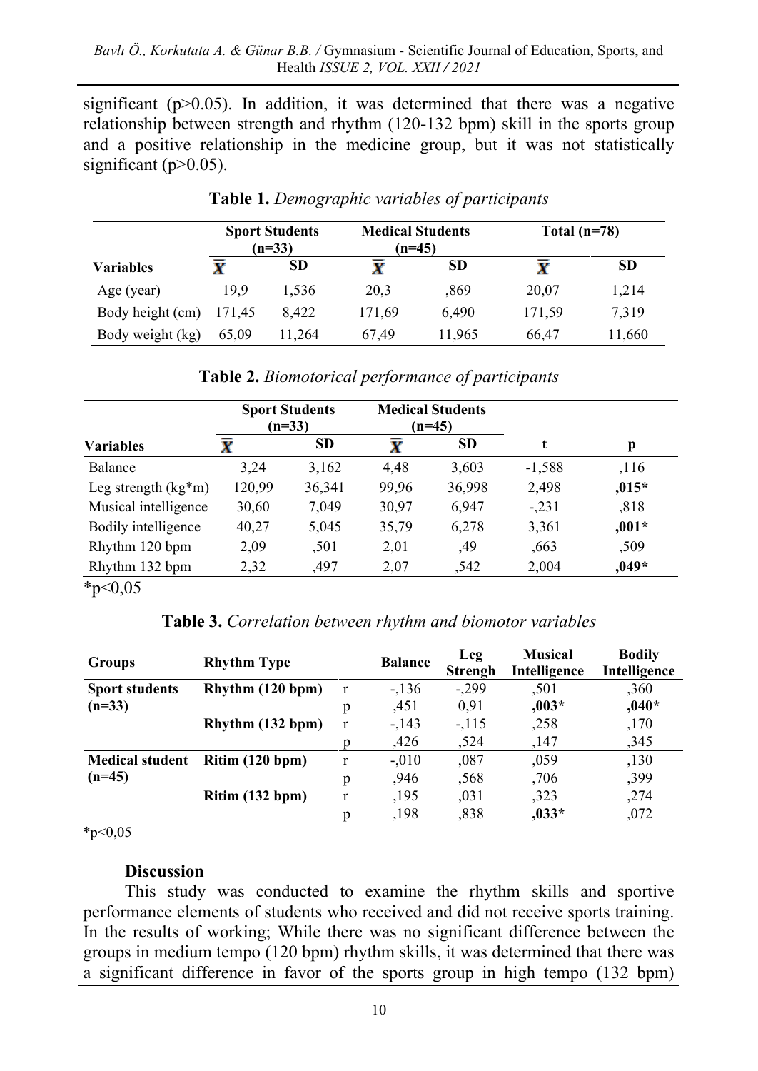significant (p>0.05). In addition, it was determined that there was a negative relationship between strength and rhythm (120-132 bpm) skill in the sports group and a positive relationship in the medicine group, but it was not statistically significant (p>0.05).

**Table 1.** *Demographic variables of participants*

| | Sport Students (n=33) | | Medical Students (n=45) | | Total (n=78) | |
|---|---|---|---|---|---|---|
| **Variables** | $\bar{X}$ | **SD** | $\bar{X}$ | **SD** | $\bar{X}$ | **SD** |
| Age (year) | 19,9 | 1,536 | 20,3 | ,869 | 20,07 | 1,214 |
| Body height (cm) | 171,45 | 8,422 | 171,69 | 6,490 | 171,59 | 7,319 |
| Body weight (kg) | 65,09 | 11,264 | 67,49 | 11,965 | 66,47 | 11,660 |

**Table 2.** *Biomotorical performance of participants*

| | Sport Students (n=33) | | Medical Students (n=45) | | | |
|---|---|---|---|---|---|---|
| **Variables** | $\bar{X}$ | **SD** | $\bar{X}$ | **SD** | **t** | **p** |
| Balance | 3,24 | 3,162 | 4,48 | 3,603 | -1,588 | ,116 |
| Leg strength (kg*m) | 120,99 | 36,341 | 99,96 | 36,998 | 2,498 | **,015*** |
| Musical intelligence | 30,60 | 7,049 | 30,97 | 6,947 | -,231 | ,818 |
| Bodily intelligence | 40,27 | 5,045 | 35,79 | 6,278 | 3,361 | **,001*** |
| Rhythm 120 bpm | 2,09 | ,501 | 2,01 | ,49 | ,663 | ,509 |
| Rhythm 132 bpm | 2,32 | ,497 | 2,07 | ,542 | 2,004 | **,049*** |

*p<0,05

**Table 3.** *Correlation between rhythm and biomotor variables*

| **Groups** | **Rhythm Type** | | **Balance** | **Leg Strengh** | **Musical Intelligence** | **Bodily Intelligence** |
|---|---|---|---|---|---|---|
| **Sport students (n=33)** | **Rhythm (120 bpm)** | r | -,136 | -,299 | ,501 | ,360 |
| | | p | ,451 | 0,91 | **,003*** | **,040*** |
| | **Rhythm (132 bpm)** | r | -,143 | -,115 | ,258 | ,170 |
| | | p | ,426 | ,524 | ,147 | ,345 |
| **Medical student (n=45)** | **Ritim (120 bpm)** | r | -,010 | ,087 | ,059 | ,130 |
| | | p | ,946 | ,568 | ,706 | ,399 |
| | **Ritim (132 bpm)** | r | ,195 | ,031 | ,323 | ,274 |
| | | p | ,198 | ,838 | **,033*** | ,072 |

*p<0,05

### Discussion

This study was conducted to examine the rhythm skills and sportive performance elements of students who received and did not receive sports training. In the results of working; While there was no significant difference between the groups in medium tempo (120 bpm) rhythm skills, it was determined that there was a significant difference in favor of the sports group in high tempo (132 bpm)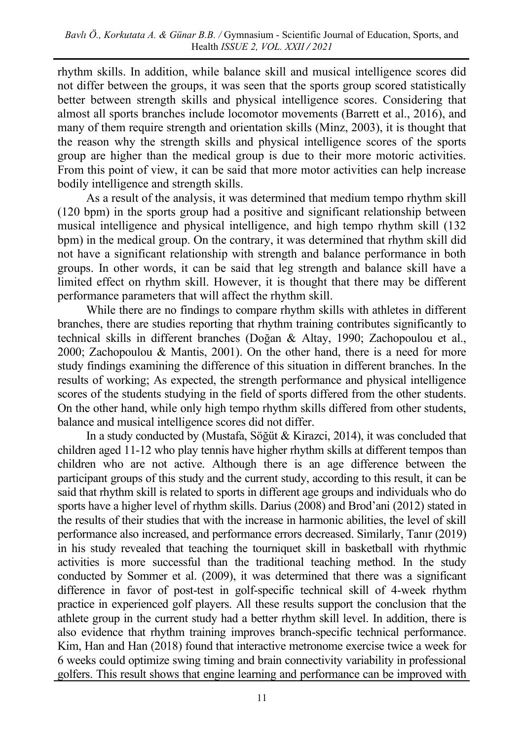rhythm skills. In addition, while balance skill and musical intelligence scores did not differ between the groups, it was seen that the sports group scored statistically better between strength skills and physical intelligence scores. Considering that almost all sports branches include locomotor movements (Barrett et al., 2016), and many of them require strength and orientation skills (Minz, 2003), it is thought that the reason why the strength skills and physical intelligence scores of the sports group are higher than the medical group is due to their more motoric activities. From this point of view, it can be said that more motor activities can help increase bodily intelligence and strength skills.

As a result of the analysis, it was determined that medium tempo rhythm skill (120 bpm) in the sports group had a positive and significant relationship between musical intelligence and physical intelligence, and high tempo rhythm skill (132 bpm) in the medical group. On the contrary, it was determined that rhythm skill did not have a significant relationship with strength and balance performance in both groups. In other words, it can be said that leg strength and balance skill have a limited effect on rhythm skill. However, it is thought that there may be different performance parameters that will affect the rhythm skill.

While there are no findings to compare rhythm skills with athletes in different branches, there are studies reporting that rhythm training contributes significantly to technical skills in different branches (Doğan & Altay, 1990; Zachopoulou et al., 2000; Zachopoulou & Mantis, 2001). On the other hand, there is a need for more study findings examining the difference of this situation in different branches. In the results of working; As expected, the strength performance and physical intelligence scores of the students studying in the field of sports differed from the other students. On the other hand, while only high tempo rhythm skills differed from other students, balance and musical intelligence scores did not differ.

In a study conducted by (Mustafa, Söğüt & Kirazci, 2014), it was concluded that children aged 11-12 who play tennis have higher rhythm skills at different tempos than children who are not active. Although there is an age difference between the participant groups of this study and the current study, according to this result, it can be said that rhythm skill is related to sports in different age groups and individuals who do sports have a higher level of rhythm skills. Darius (2008) and Brod'ani (2012) stated in the results of their studies that with the increase in harmonic abilities, the level of skill performance also increased, and performance errors decreased. Similarly, Tanır (2019) in his study revealed that teaching the tourniquet skill in basketball with rhythmic activities is more successful than the traditional teaching method. In the study conducted by Sommer et al. (2009), it was determined that there was a significant difference in favor of post-test in golf-specific technical skill of 4-week rhythm practice in experienced golf players. All these results support the conclusion that the athlete group in the current study had a better rhythm skill level. In addition, there is also evidence that rhythm training improves branch-specific technical performance. Kim, Han and Han (2018) found that interactive metronome exercise twice a week for 6 weeks could optimize swing timing and brain connectivity variability in professional golfers. This result shows that engine learning and performance can be improved with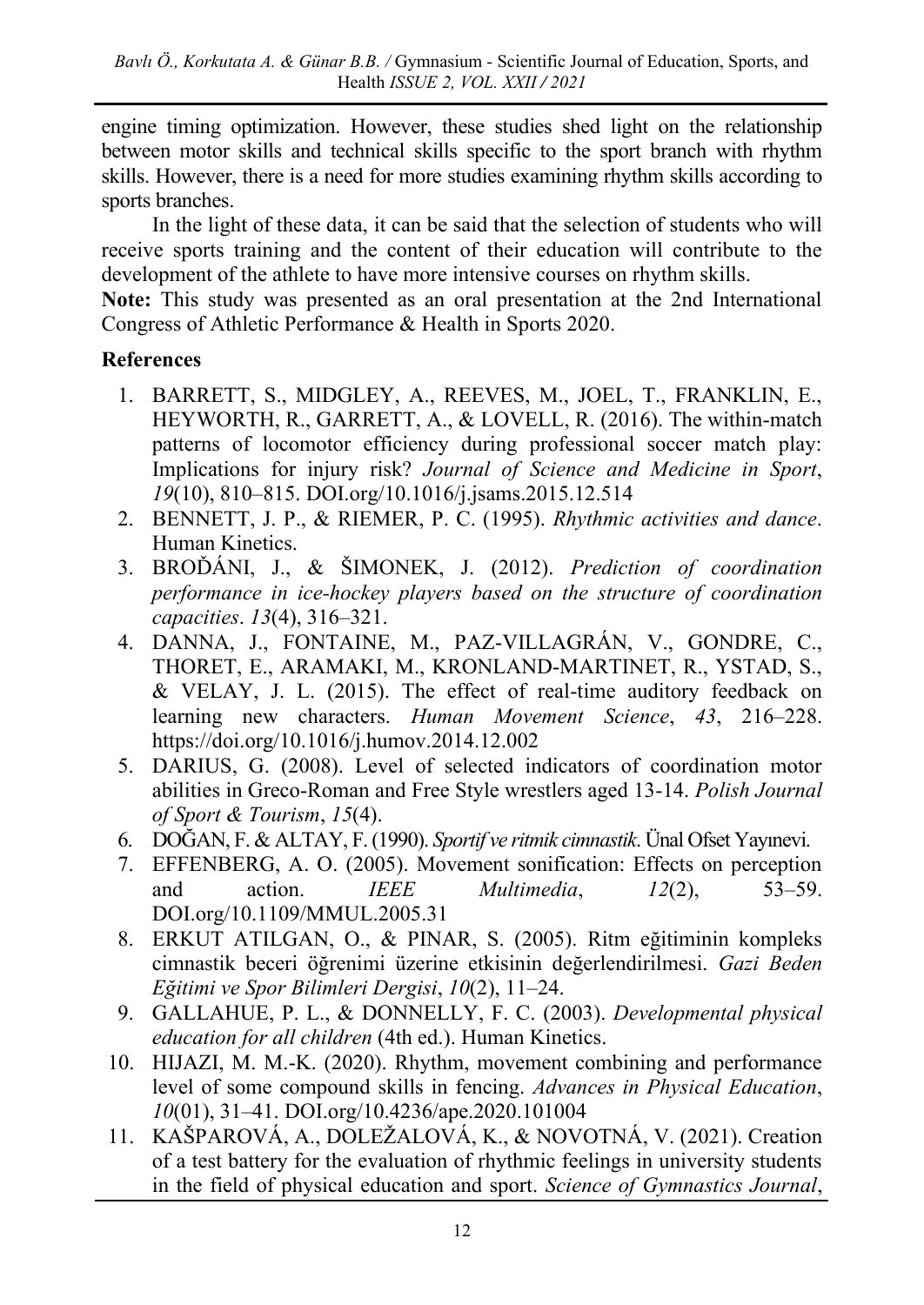engine timing optimization. However, these studies shed light on the relationship between motor skills and technical skills specific to the sport branch with rhythm skills. However, there is a need for more studies examining rhythm skills according to sports branches.

In the light of these data, it can be said that the selection of students who will receive sports training and the content of their education will contribute to the development of the athlete to have more intensive courses on rhythm skills.

**Note:** This study was presented as an oral presentation at the 2nd International Congress of Athletic Performance & Health in Sports 2020.

## References

1. BARRETT, S., MIDGLEY, A., REEVES, M., JOEL, T., FRANKLIN, E., HEYWORTH, R., GARRETT, A., & LOVELL, R. (2016). The within-match patterns of locomotor efficiency during professional soccer match play: Implications for injury risk? *Journal of Science and Medicine in Sport*, *19*(10), 810–815. DOI.org/10.1016/j.jsams.2015.12.514
2. BENNETT, J. P., & RIEMER, P. C. (1995). *Rhythmic activities and dance*. Human Kinetics.
3. BROĎÁNI, J., & ŠIMONEK, J. (2012). *Prediction of coordination performance in ice-hockey players based on the structure of coordination capacities*. *13*(4), 316–321.
4. DANNA, J., FONTAINE, M., PAZ-VILLAGRÁN, V., GONDRE, C., THORET, E., ARAMAKI, M., KRONLAND-MARTINET, R., YSTAD, S., & VELAY, J. L. (2015). The effect of real-time auditory feedback on learning new characters. *Human Movement Science*, *43*, 216–228. https://doi.org/10.1016/j.humov.2014.12.002
5. DARIUS, G. (2008). Level of selected indicators of coordination motor abilities in Greco-Roman and Free Style wrestlers aged 13-14. *Polish Journal of Sport & Tourism*, *15*(4).
6. DOĞAN, F. & ALTAY, F. (1990). *Sportif ve ritmik cimnastik*. Ünal Ofset Yayınevi.
7. EFFENBERG, A. O. (2005). Movement sonification: Effects on perception and action. *IEEE Multimedia*, *12*(2), 53–59. DOI.org/10.1109/MMUL.2005.31
8. ERKUT ATILGAN, O., & PINAR, S. (2005). Ritm eğitiminin kompleks cimnastik beceri öğrenimi üzerine etkisinin değerlendirilmesi. *Gazi Beden Eğitimi ve Spor Bilimleri Dergisi*, *10*(2), 11–24.
9. GALLAHUE, P. L., & DONNELLY, F. C. (2003). *Developmental physical education for all children* (4th ed.). Human Kinetics.
10. HIJAZI, M. M.-K. (2020). Rhythm, movement combining and performance level of some compound skills in fencing. *Advances in Physical Education*, *10*(01), 31–41. DOI.org/10.4236/ape.2020.101004
11. KAŠPAROVÁ, A., DOLEŽALOVÁ, K., & NOVOTNÁ, V. (2021). Creation of a test battery for the evaluation of rhythmic feelings in university students in the field of physical education and sport. *Science of Gymnastics Journal*,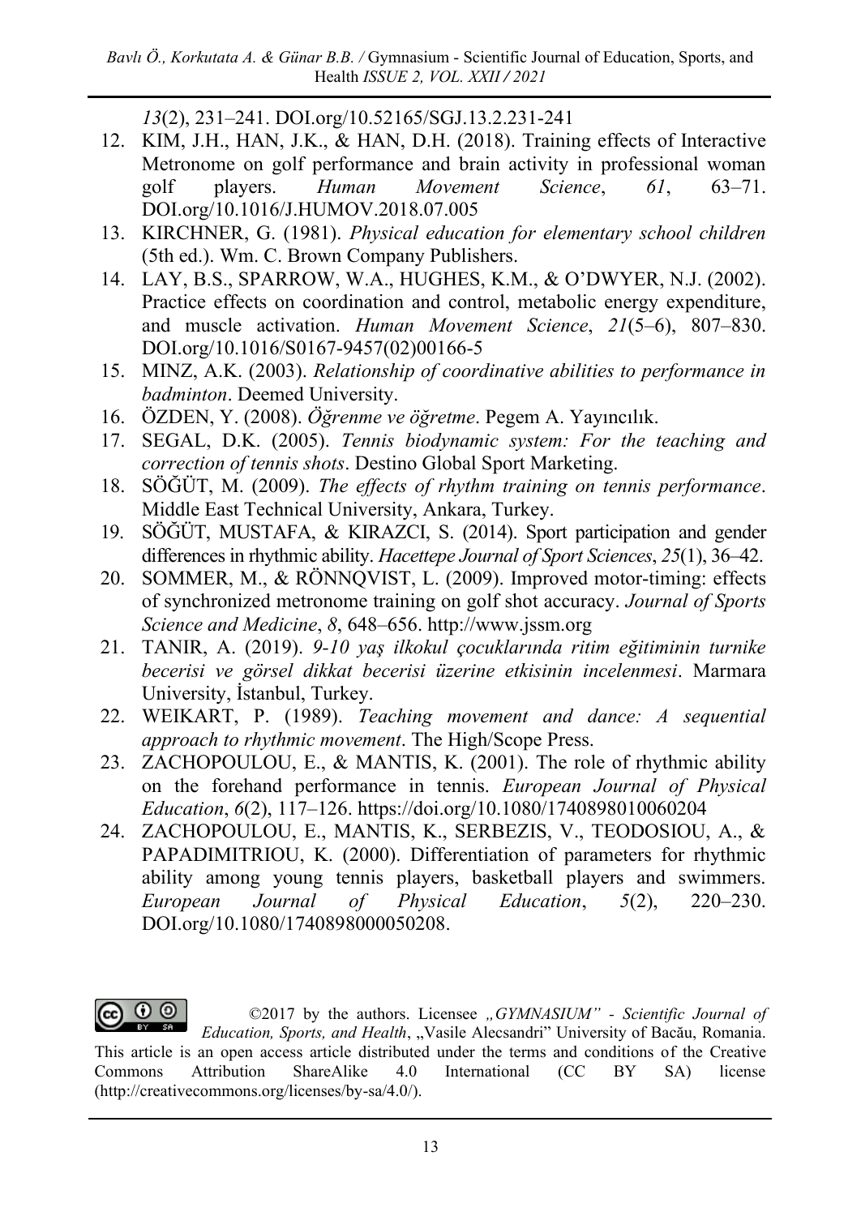*13*(2), 231–241. DOI.org/10.52165/SGJ.13.2.231-241

12. KIM, J.H., HAN, J.K., & HAN, D.H. (2018). Training effects of Interactive Metronome on golf performance and brain activity in professional woman golf players. *Human Movement Science*, *61*, 63–71. DOI.org/10.1016/J.HUMOV.2018.07.005
13. KIRCHNER, G. (1981). *Physical education for elementary school children* (5th ed.). Wm. C. Brown Company Publishers.
14. LAY, B.S., SPARROW, W.A., HUGHES, K.M., & O'DWYER, N.J. (2002). Practice effects on coordination and control, metabolic energy expenditure, and muscle activation. *Human Movement Science*, *21*(5–6), 807–830. DOI.org/10.1016/S0167-9457(02)00166-5
15. MINZ, A.K. (2003). *Relationship of coordinative abilities to performance in badminton*. Deemed University.
16. ÖZDEN, Y. (2008). *Öğrenme ve öğretme*. Pegem A. Yayıncılık.
17. SEGAL, D.K. (2005). *Tennis biodynamic system: For the teaching and correction of tennis shots*. Destino Global Sport Marketing.
18. SÖĞÜT, M. (2009). *The effects of rhythm training on tennis performance*. Middle East Technical University, Ankara, Turkey.
19. SÖĞÜT, MUSTAFA, & KIRAZCI, S. (2014). Sport participation and gender differences in rhythmic ability. *Hacettepe Journal of Sport Sciences*, *25*(1), 36–42.
20. SOMMER, M., & RÖNNQVIST, L. (2009). Improved motor-timing: effects of synchronized metronome training on golf shot accuracy. *Journal of Sports Science and Medicine*, *8*, 648–656. http://www.jssm.org
21. TANIR, A. (2019). *9-10 yaş ilkokul çocuklarında ritim eğitiminin turnike becerisi ve görsel dikkat becerisi üzerine etkisinin incelenmesi*. Marmara University, İstanbul, Turkey.
22. WEIKART, P. (1989). *Teaching movement and dance: A sequential approach to rhythmic movement*. The High/Scope Press.
23. ZACHOPOULOU, E., & MANTIS, K. (2001). The role of rhythmic ability on the forehand performance in tennis. *European Journal of Physical Education*, *6*(2), 117–126. https://doi.org/10.1080/1740898010060204
24. ZACHOPOULOU, E., MANTIS, K., SERBEZIS, V., TEODOSIOU, A., & PAPADIMITRIOU, K. (2000). Differentiation of parameters for rhythmic ability among young tennis players, basketball players and swimmers. *European Journal of Physical Education*, *5*(2), 220–230. DOI.org/10.1080/1740898000050208.

©2017 by the authors. Licensee *„GYMNASIUM" - Scientific Journal of Education, Sports, and Health*, „Vasile Alecsandri" University of Bacău, Romania. This article is an open access article distributed under the terms and conditions of the Creative Commons Attribution ShareAlike 4.0 International (CC BY SA) license (http://creativecommons.org/licenses/by-sa/4.0/).